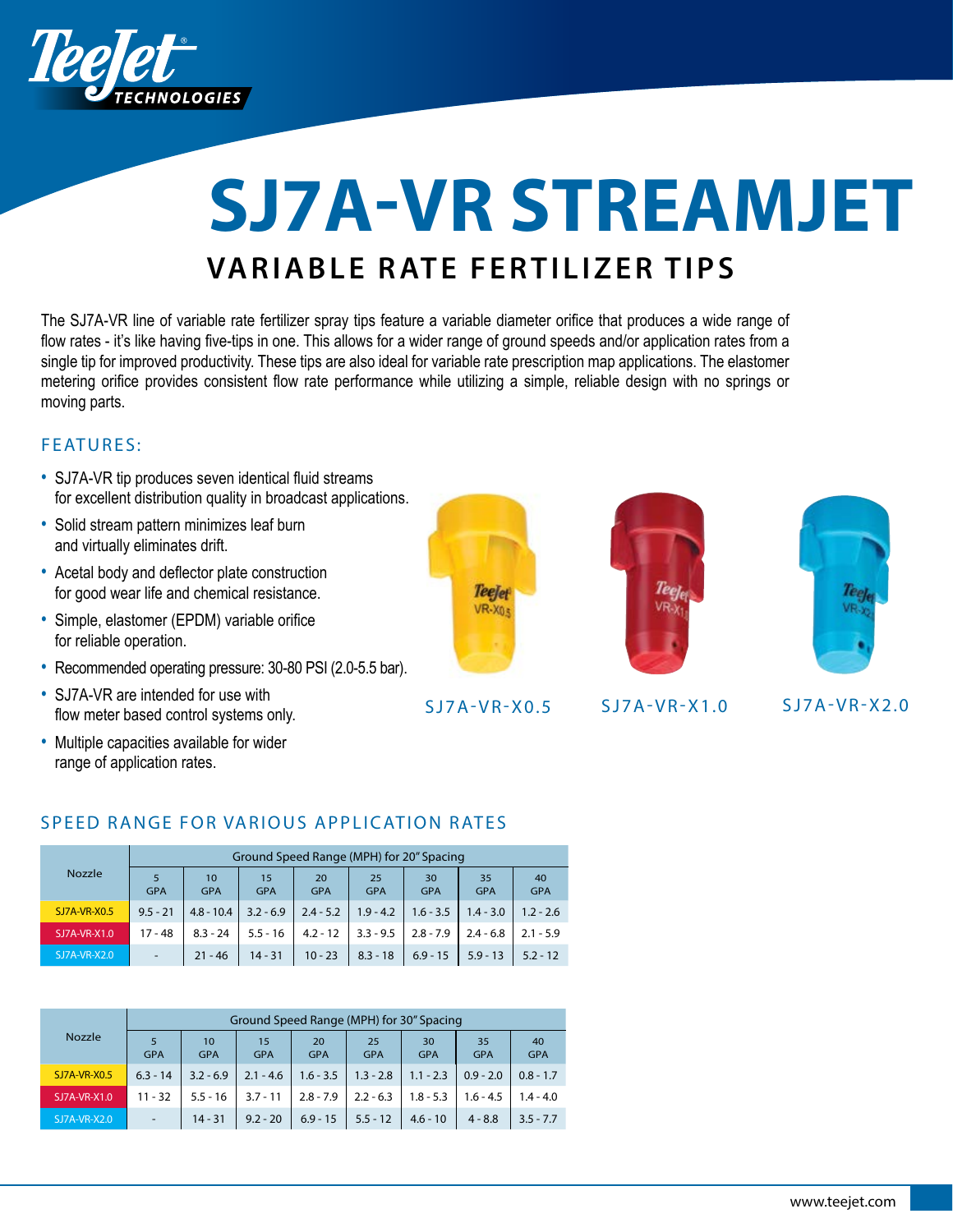# SJ7A-VR STREAMJET

## VARIABLE RATE FERTILIZER TIPS

The SJ7A-VR line of variable rate fertilizer spray tips feature a variable diameter orifice that produces a wide range of flow rates - it's like having five-tips in one. This allows for a wider range of ground speeds and/or application rates from a single tip for improved productivity. These tips are also ideal for variable rate prescription map applications. The elastomer metering orifice provides consistent flow rate performance while utilizing a simple, reliable design with no springs or moving parts.

### FEATURES:

- SJ7A-VR tip produces seven identical fluid streams for excellent distribution quality in broadcast applications.
- Solid stream pattern minimizes leaf burn and virtually eliminates drift.
- Acetal body and deflector plate construction for good wear life and chemical resistance.
- Simple, elastomer (EPDM) variable orifice for reliable operation.
- Recommended operating pressure: 30-80 PSI (2.0-5.5 bar).
- SJ7A-VR are intended for use with flow meter based control systems only.
- Multiple capacities available for wider range of application rates.

SJ7A-VR-X0.5 SJ7A-VR-X1.0 SJ7A-VR-X2.0

### SPEED RANGE FOR VARIOUS APPLICATION RATES

| Nozzle | Ground Speed Range (MPH) for 20" Spacing | | | | | | | |
|---|---|---|---|---|---|---|---|---|
| | 5 GPA | 10 GPA | 15 GPA | 20 GPA | 25 GPA | 30 GPA | 35 GPA | 40 GPA |
| SJ7A-VR-X0.5 | 9.5 - 21 | 4.8 - 10.4 | 3.2 - 6.9 | 2.4 - 5.2 | 1.9 - 4.2 | 1.6 - 3.5 | 1.4 - 3.0 | 1.2 - 2.6 |
| SJ7A-VR-X1.0 | 17 - 48 | 8.3 - 24 | 5.5 - 16 | 4.2 - 12 | 3.3 - 9.5 | 2.8 - 7.9 | 2.4 - 6.8 | 2.1 - 5.9 |
| SJ7A-VR-X2.0 | - | 21 - 46 | 14 - 31 | 10 - 23 | 8.3 - 18 | 6.9 - 15 | 5.9 - 13 | 5.2 - 12 |

| Nozzle | Ground Speed Range (MPH) for 30" Spacing | | | | | | | |
|---|---|---|---|---|---|---|---|---|
| | 5 GPA | 10 GPA | 15 GPA | 20 GPA | 25 GPA | 30 GPA | 35 GPA | 40 GPA |
| SJ7A-VR-X0.5 | 6.3 - 14 | 3.2 - 6.9 | 2.1 - 4.6 | 1.6 - 3.5 | 1.3 - 2.8 | 1.1 - 2.3 | 0.9 - 2.0 | 0.8 - 1.7 |
| SJ7A-VR-X1.0 | 11 - 32 | 5.5 - 16 | 3.7 - 11 | 2.8 - 7.9 | 2.2 - 6.3 | 1.8 - 5.3 | 1.6 - 4.5 | 1.4 - 4.0 |
| SJ7A-VR-X2.0 | - | 14 - 31 | 9.2 - 20 | 6.9 - 15 | 5.5 - 12 | 4.6 - 10 | 4 - 8.8 | 3.5 - 7.7 |

www.teejet.com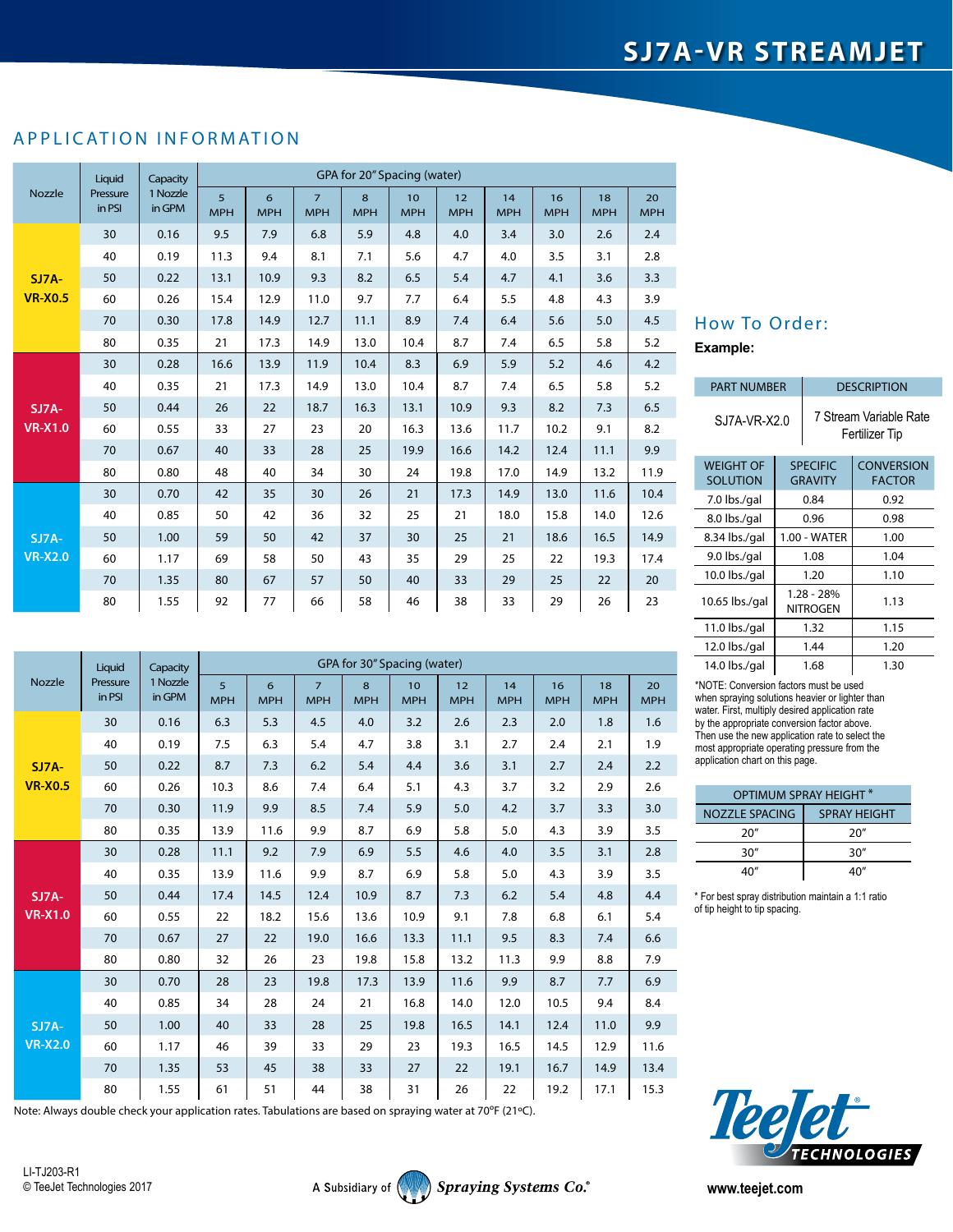# SJ7A-VR STREAMJET

## APPLICATION INFORMATION

| Nozzle | Liquid Pressure in PSI | Capacity 1 Nozzle in GPM | GPA for 20" Spacing (water) | | | | | | | | | |
|---|---|---|---|---|---|---|---|---|---|---|---|---|
| | | | 5 MPH | 6 MPH | 7 MPH | 8 MPH | 10 MPH | 12 MPH | 14 MPH | 16 MPH | 18 MPH | 20 MPH |
| SJ7A-VR-X0.5 | 30 | 0.16 | 9.5 | 7.9 | 6.8 | 5.9 | 4.8 | 4.0 | 3.4 | 3.0 | 2.6 | 2.4 |
| | 40 | 0.19 | 11.3 | 9.4 | 8.1 | 7.1 | 5.6 | 4.7 | 4.0 | 3.5 | 3.1 | 2.8 |
| | 50 | 0.22 | 13.1 | 10.9 | 9.3 | 8.2 | 6.5 | 5.4 | 4.7 | 4.1 | 3.6 | 3.3 |
| | 60 | 0.26 | 15.4 | 12.9 | 11.0 | 9.7 | 7.7 | 6.4 | 5.5 | 4.8 | 4.3 | 3.9 |
| | 70 | 0.30 | 17.8 | 14.9 | 12.7 | 11.1 | 8.9 | 7.4 | 6.4 | 5.6 | 5.0 | 4.5 |
| | 80 | 0.35 | 21 | 17.3 | 14.9 | 13.0 | 10.4 | 8.7 | 7.4 | 6.5 | 5.8 | 5.2 |
| SJ7A-VR-X1.0 | 30 | 0.28 | 16.6 | 13.9 | 11.9 | 10.4 | 8.3 | 6.9 | 5.9 | 5.2 | 4.6 | 4.2 |
| | 40 | 0.35 | 21 | 17.3 | 14.9 | 13.0 | 10.4 | 8.7 | 7.4 | 6.5 | 5.8 | 5.2 |
| | 50 | 0.44 | 26 | 22 | 18.7 | 16.3 | 13.1 | 10.9 | 9.3 | 8.2 | 7.3 | 6.5 |
| | 60 | 0.55 | 33 | 27 | 23 | 20 | 16.3 | 13.6 | 11.7 | 10.2 | 9.1 | 8.2 |
| | 70 | 0.67 | 40 | 33 | 28 | 25 | 19.9 | 16.6 | 14.2 | 12.4 | 11.1 | 9.9 |
| | 80 | 0.80 | 48 | 40 | 34 | 30 | 24 | 19.8 | 17.0 | 14.9 | 13.2 | 11.9 |
| SJ7A-VR-X2.0 | 30 | 0.70 | 42 | 35 | 30 | 26 | 21 | 17.3 | 14.9 | 13.0 | 11.6 | 10.4 |
| | 40 | 0.85 | 50 | 42 | 36 | 32 | 25 | 21 | 18.0 | 15.8 | 14.0 | 12.6 |
| | 50 | 1.00 | 59 | 50 | 42 | 37 | 30 | 25 | 21 | 18.6 | 16.5 | 14.9 |
| | 60 | 1.17 | 69 | 58 | 50 | 43 | 35 | 29 | 25 | 22 | 19.3 | 17.4 |
| | 70 | 1.35 | 80 | 67 | 57 | 50 | 40 | 33 | 29 | 25 | 22 | 20 |
| | 80 | 1.55 | 92 | 77 | 66 | 58 | 46 | 38 | 33 | 29 | 26 | 23 |

| Nozzle | Liquid Pressure in PSI | Capacity 1 Nozzle in GPM | GPA for 30" Spacing (water) | | | | | | | | | |
|---|---|---|---|---|---|---|---|---|---|---|---|---|
| | | | 5 MPH | 6 MPH | 7 MPH | 8 MPH | 10 MPH | 12 MPH | 14 MPH | 16 MPH | 18 MPH | 20 MPH |
| SJ7A-VR-X0.5 | 30 | 0.16 | 6.3 | 5.3 | 4.5 | 4.0 | 3.2 | 2.6 | 2.3 | 2.0 | 1.8 | 1.6 |
| | 40 | 0.19 | 7.5 | 6.3 | 5.4 | 4.7 | 3.8 | 3.1 | 2.7 | 2.4 | 2.1 | 1.9 |
| | 50 | 0.22 | 8.7 | 7.3 | 6.2 | 5.4 | 4.4 | 3.6 | 3.1 | 2.7 | 2.4 | 2.2 |
| | 60 | 0.26 | 10.3 | 8.6 | 7.4 | 6.4 | 5.1 | 4.3 | 3.7 | 3.2 | 2.9 | 2.6 |
| | 70 | 0.30 | 11.9 | 9.9 | 8.5 | 7.4 | 5.9 | 5.0 | 4.2 | 3.7 | 3.3 | 3.0 |
| | 80 | 0.35 | 13.9 | 11.6 | 9.9 | 8.7 | 6.9 | 5.8 | 5.0 | 4.3 | 3.9 | 3.5 |
| SJ7A-VR-X1.0 | 30 | 0.28 | 11.1 | 9.2 | 7.9 | 6.9 | 5.5 | 4.6 | 4.0 | 3.5 | 3.1 | 2.8 |
| | 40 | 0.35 | 13.9 | 11.6 | 9.9 | 8.7 | 6.9 | 5.8 | 5.0 | 4.3 | 3.9 | 3.5 |
| | 50 | 0.44 | 17.4 | 14.5 | 12.4 | 10.9 | 8.7 | 7.3 | 6.2 | 5.4 | 4.8 | 4.4 |
| | 60 | 0.55 | 22 | 18.2 | 15.6 | 13.6 | 10.9 | 9.1 | 7.8 | 6.8 | 6.1 | 5.4 |
| | 70 | 0.67 | 27 | 22 | 19.0 | 16.6 | 13.3 | 11.1 | 9.5 | 8.3 | 7.4 | 6.6 |
| | 80 | 0.80 | 32 | 26 | 23 | 19.8 | 15.8 | 13.2 | 11.3 | 9.9 | 8.8 | 7.9 |
| SJ7A-VR-X2.0 | 30 | 0.70 | 28 | 23 | 19.8 | 17.3 | 13.9 | 11.6 | 9.9 | 8.7 | 7.7 | 6.9 |
| | 40 | 0.85 | 34 | 28 | 24 | 21 | 16.8 | 14.0 | 12.0 | 10.5 | 9.4 | 8.4 |
| | 50 | 1.00 | 40 | 33 | 28 | 25 | 19.8 | 16.5 | 14.1 | 12.4 | 11.0 | 9.9 |
| | 60 | 1.17 | 46 | 39 | 33 | 29 | 23 | 19.3 | 16.5 | 14.5 | 12.9 | 11.6 |
| | 70 | 1.35 | 53 | 45 | 38 | 33 | 27 | 22 | 19.1 | 16.7 | 14.9 | 13.4 |
| | 80 | 1.55 | 61 | 51 | 44 | 38 | 31 | 26 | 22 | 19.2 | 17.1 | 15.3 |

Note: Always double check your application rates. Tabulations are based on spraying water at 70°F (21°C).

## How To Order:

**Example:**

| PART NUMBER | DESCRIPTION |
|---|---|
| SJ7A-VR-X2.0 | 7 Stream Variable Rate Fertilizer Tip |

| WEIGHT OF SOLUTION | SPECIFIC GRAVITY | CONVERSION FACTOR |
|---|---|---|
| 7.0 lbs./gal | 0.84 | 0.92 |
| 8.0 lbs./gal | 0.96 | 0.98 |
| 8.34 lbs./gal | 1.00 - WATER | 1.00 |
| 9.0 lbs./gal | 1.08 | 1.04 |
| 10.0 lbs./gal | 1.20 | 1.10 |
| 10.65 lbs./gal | 1.28 - 28% NITROGEN | 1.13 |
| 11.0 lbs./gal | 1.32 | 1.15 |
| 12.0 lbs./gal | 1.44 | 1.20 |
| 14.0 lbs./gal | 1.68 | 1.30 |

*NOTE: Conversion factors must be used when spraying solutions heavier or lighter than water. First, multiply desired application rate by the appropriate conversion factor above. Then use the new application rate to select the most appropriate operating pressure from the application chart on this page.

| OPTIMUM SPRAY HEIGHT * | |
|---|---|
| NOZZLE SPACING | SPRAY HEIGHT |
| 20" | 20" |
| 30" | 30" |
| 40" | 40" |

* For best spray distribution maintain a 1:1 ratio of tip height to tip spacing.

LI-TJ203-R1
© TeeJet Technologies 2017

A Subsidiary of Spraying Systems Co.®

TeeJet® TECHNOLOGIES

www.teejet.com